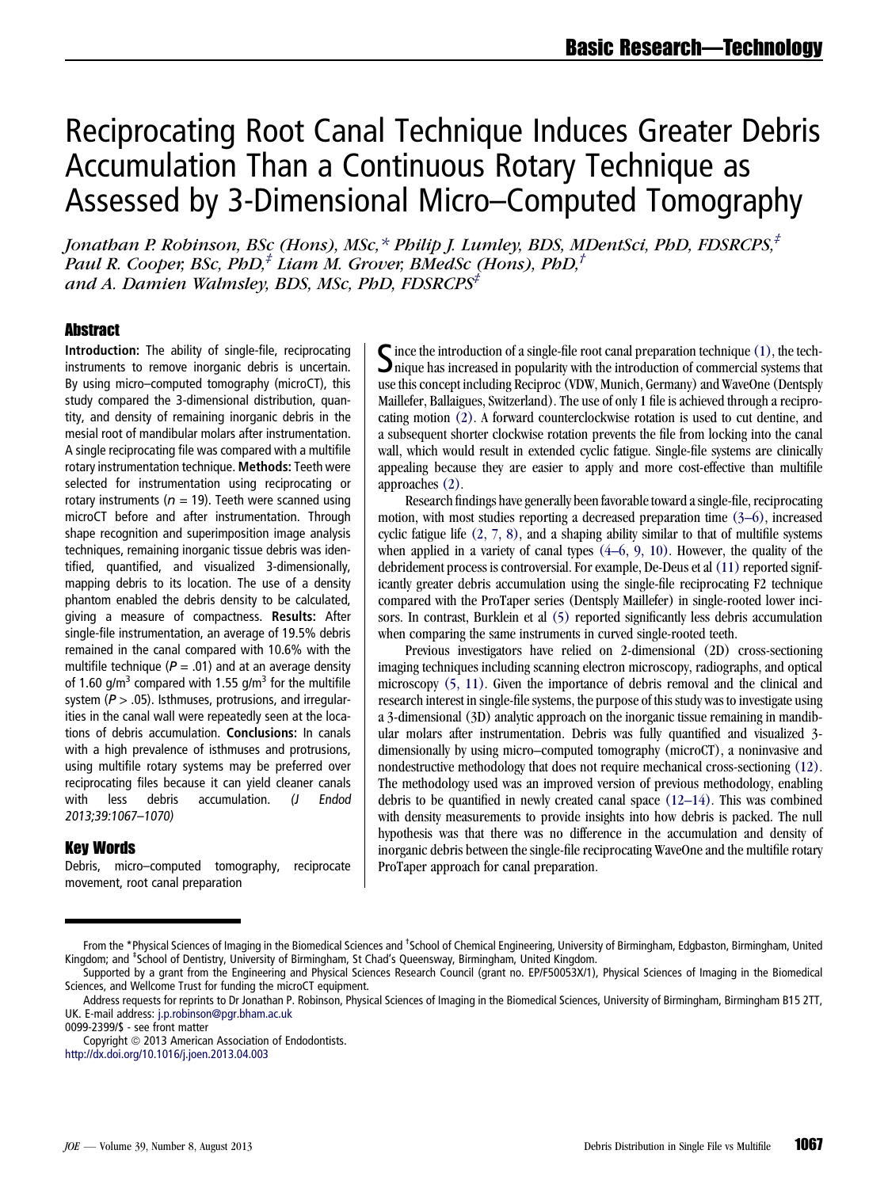# Reciprocating Root Canal Technique Induces Greater Debris Accumulation Than a Continuous Rotary Technique as Assessed by 3-Dimensional Micro–Computed Tomography

*Jonathan P. Robinson, BSc (Hons), MSc,[*] Philip J. Lumley, BDS, MDentSci, PhD, FDSRCPS,[‡] Paul R. Cooper, BSc, PhD,[‡] Liam M. Grover, BMedSc (Hons), PhD,[†] and A. Damien Walmsley, BDS, MSc, PhD, FDSRCPS[‡]*

## Abstract

**Introduction:** The ability of single-file, reciprocating instruments to remove inorganic debris is uncertain. By using micro–computed tomography (microCT), this study compared the 3-dimensional distribution, quantity, and density of remaining inorganic debris in the mesial root of mandibular molars after instrumentation. A single reciprocating file was compared with a multifile rotary instrumentation technique. **Methods:** Teeth were selected for instrumentation using reciprocating or rotary instruments ($n = 19$). Teeth were scanned using microCT before and after instrumentation. Through shape recognition and superimposition image analysis techniques, remaining inorganic tissue debris was identified, quantified, and visualized 3-dimensionally, mapping debris to its location. The use of a density phantom enabled the debris density to be calculated, giving a measure of compactness. **Results:** After single-file instrumentation, an average of 19.5% debris remained in the canal compared with 10.6% with the multifile technique ($P = .01$) and at an average density of 1.60 g/m$^3$ compared with 1.55 g/m$^3$ for the multifile system ($P > .05$). Isthmuses, protrusions, and irregularities in the canal wall were repeatedly seen at the locations of debris accumulation. **Conclusions:** In canals with a high prevalence of isthmuses and protrusions, using multifile rotary systems may be preferred over reciprocating files because it can yield cleaner canals with less debris accumulation. *(J Endod 2013;39:1067–1070)*

## Key Words

Debris, micro–computed tomography, reciprocate movement, root canal preparation

Since the introduction of a single-file root canal preparation technique (1), the technique has increased in popularity with the introduction of commercial systems that use this concept including Reciproc (VDW, Munich, Germany) and WaveOne (Dentsply Maillefer, Ballaigues, Switzerland). The use of only 1 file is achieved through a reciprocating motion (2). A forward counterclockwise rotation is used to cut dentine, and a subsequent shorter clockwise rotation prevents the file from locking into the canal wall, which would result in extended cyclic fatigue. Single-file systems are clinically appealing because they are easier to apply and more cost-effective than multifile approaches (2).

Research findings have generally been favorable toward a single-file, reciprocating motion, with most studies reporting a decreased preparation time (3–6), increased cyclic fatigue life (2, 7, 8), and a shaping ability similar to that of multifile systems when applied in a variety of canal types (4–6, 9, 10). However, the quality of the debridement process is controversial. For example, De-Deus et al (11) reported significantly greater debris accumulation using the single-file reciprocating F2 technique compared with the ProTaper series (Dentsply Maillefer) in single-rooted lower incisors. In contrast, Burklein et al (5) reported significantly less debris accumulation when comparing the same instruments in curved single-rooted teeth.

Previous investigators have relied on 2-dimensional (2D) cross-sectioning imaging techniques including scanning electron microscopy, radiographs, and optical microscopy (5, 11). Given the importance of debris removal and the clinical and research interest in single-file systems, the purpose of this study was to investigate using a 3-dimensional (3D) analytic approach on the inorganic tissue remaining in mandibular molars after instrumentation. Debris was fully quantified and visualized 3-dimensionally by using micro–computed tomography (microCT), a noninvasive and nondestructive methodology that does not require mechanical cross-sectioning (12). The methodology used was an improved version of previous methodology, enabling debris to be quantified in newly created canal space (12–14). This was combined with density measurements to provide insights into how debris is packed. The null hypothesis was that there was no difference in the accumulation and density of inorganic debris between the single-file reciprocating WaveOne and the multifile rotary ProTaper approach for canal preparation.

---

From the *Physical Sciences of Imaging in the Biomedical Sciences and †School of Chemical Engineering, University of Birmingham, Edgbaston, Birmingham, United Kingdom; and ‡School of Dentistry, University of Birmingham, St Chad's Queensway, Birmingham, United Kingdom.

Supported by a grant from the Engineering and Physical Sciences Research Council (grant no. EP/F50053X/1), Physical Sciences of Imaging in the Biomedical Sciences, and Wellcome Trust for funding the microCT equipment.

Address requests for reprints to Dr Jonathan P. Robinson, Physical Sciences of Imaging in the Biomedical Sciences, University of Birmingham, Birmingham B15 2TT, UK. E-mail address: j.p.robinson@pgr.bham.ac.uk

0099-2399/$ - see front matter

Copyright © 2013 American Association of Endodontists.

http://dx.doi.org/10.1016/j.joen.2013.04.003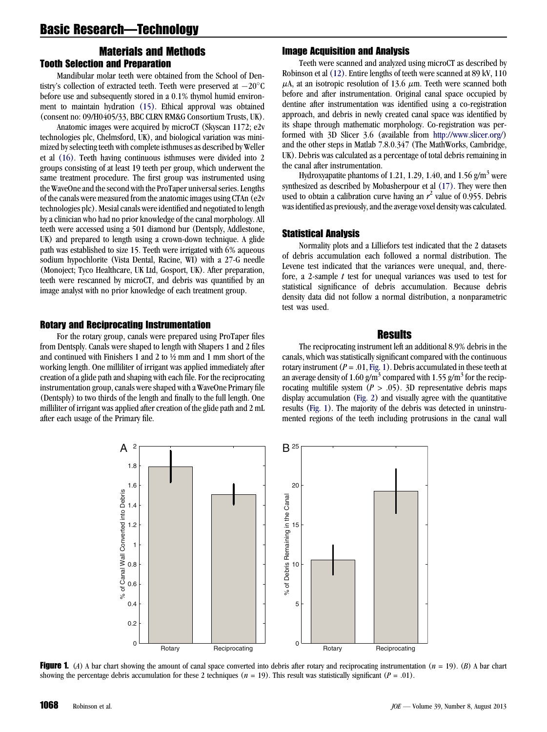## Materials and Methods

### Tooth Selection and Preparation

Mandibular molar teeth were obtained from the School of Dentistry's collection of extracted teeth. Teeth were preserved at −20°C before use and subsequently stored in a 0.1% thymol humid environment to maintain hydration (15). Ethical approval was obtained (consent no: 09/H0405/33, BBC CLRN RM&G Consortium Trusts, UK).

Anatomic images were acquired by microCT (Skyscan 1172; e2v technologies plc, Chelmsford, UK), and biological variation was minimized by selecting teeth with complete isthmuses as described by Weller et al (16). Teeth having continuous isthmuses were divided into 2 groups consisting of at least 19 teeth per group, which underwent the same treatment procedure. The first group was instrumented using the WaveOne and the second with the ProTaper universal series. Lengths of the canals were measured from the anatomic images using CTAn (e2v technologies plc). Mesial canals were identified and negotiated to length by a clinician who had no prior knowledge of the canal morphology. All teeth were accessed using a 501 diamond bur (Dentsply, Addlestone, UK) and prepared to length using a crown-down technique. A glide path was established to size 15. Teeth were irrigated with 6% aqueous sodium hypochlorite (Vista Dental, Racine, WI) with a 27-G needle (Monoject; Tyco Healthcare, UK Ltd, Gosport, UK). After preparation, teeth were rescanned by microCT, and debris was quantified by an image analyst with no prior knowledge of each treatment group.

### Rotary and Reciprocating Instrumentation

For the rotary group, canals were prepared using ProTaper files from Dentsply. Canals were shaped to length with Shapers 1 and 2 files and continued with Finishers 1 and 2 to ½ mm and 1 mm short of the working length. One milliliter of irrigant was applied immediately after creation of a glide path and shaping with each file. For the reciprocating instrumentation group, canals were shaped with a WaveOne Primary file (Dentsply) to two thirds of the length and finally to the full length. One milliliter of irrigant was applied after creation of the glide path and 2 mL after each usage of the Primary file.

### Image Acquisition and Analysis

Teeth were scanned and analyzed using microCT as described by Robinson et al (12). Entire lengths of teeth were scanned at 89 kV, 110 $\mu$A, at an isotropic resolution of 13.6 $\mu$m. Teeth were scanned both before and after instrumentation. Original canal space occupied by dentine after instrumentation was identified using a co-registration approach, and debris in newly created canal space was identified by its shape through mathematic morphology. Co-registration was performed with 3D Slicer 3.6 (available from http://www.slicer.org/) and the other steps in Matlab 7.8.0.347 (The MathWorks, Cambridge, UK). Debris was calculated as a percentage of total debris remaining in the canal after instrumentation.

Hydroxyapatite phantoms of 1.21, 1.29, 1.40, and 1.56 g/m$^3$ were synthesized as described by Mobasherpour et al (17). They were then used to obtain a calibration curve having an $r^2$ value of 0.955. Debris was identified as previously, and the average voxel density was calculated.

### Statistical Analysis

Normality plots and a Lilliefors test indicated that the 2 datasets of debris accumulation each followed a normal distribution. The Levene test indicated that the variances were unequal, and, therefore, a 2-sample *t* test for unequal variances was used to test for statistical significance of debris accumulation. Because debris density data did not follow a normal distribution, a nonparametric test was used.

## Results

The reciprocating instrument left an additional 8.9% debris in the canals, which was statistically significant compared with the continuous rotary instrument ($P = .01$, Fig. 1). Debris accumulated in these teeth at an average density of 1.60 g/m$^3$ compared with 1.55 g/m$^3$ for the reciprocating multifile system ($P > .05$). 3D representative debris maps display accumulation (Fig. 2) and visually agree with the quantitative results (Fig. 1). The majority of the debris was detected in uninstrumented regions of the teeth including protrusions in the canal wall

**Figure 1.** (*A*) A bar chart showing the amount of canal space converted into debris after rotary and reciprocating instrumentation ($n = 19$). (*B*) A bar chart showing the percentage debris accumulation for these 2 techniques ($n = 19$). This result was statistically significant ($P = .01$).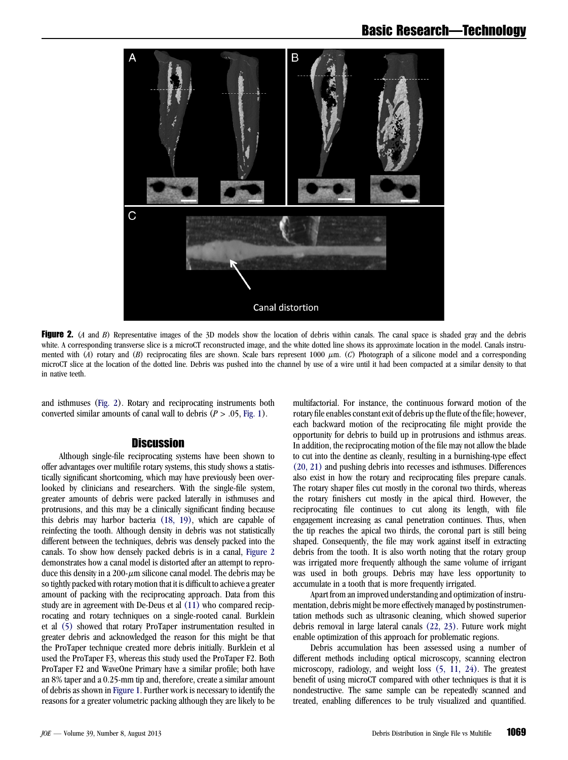**Figure 2.** (*A* and *B*) Representative images of the 3D models show the location of debris within canals. The canal space is shaded gray and the debris white. A corresponding transverse slice is a microCT reconstructed image, and the white dotted line shows its approximate location in the model. Canals instrumented with (*A*) rotary and (*B*) reciprocating files are shown. Scale bars represent 1000 $\mu$m. (*C*) Photograph of a silicone model and a corresponding microCT slice at the location of the dotted line. Debris was pushed into the channel by use of a wire until it had been compacted at a similar density to that in native teeth.

and isthmuses (Fig. 2). Rotary and reciprocating instruments both converted similar amounts of canal wall to debris ($P > .05$, Fig. 1).

## Discussion

Although single-file reciprocating systems have been shown to offer advantages over multifile rotary systems, this study shows a statistically significant shortcoming, which may have previously been overlooked by clinicians and researchers. With the single-file system, greater amounts of debris were packed laterally in isthmuses and protrusions, and this may be a clinically significant finding because this debris may harbor bacteria (18, 19), which are capable of reinfecting the tooth. Although density in debris was not statistically different between the techniques, debris was densely packed into the canals. To show how densely packed debris is in a canal, Figure 2 demonstrates how a canal model is distorted after an attempt to reproduce this density in a 200-$\mu$m silicone canal model. The debris may be so tightly packed with rotary motion that it is difficult to achieve a greater amount of packing with the reciprocating approach. Data from this study are in agreement with De-Deus et al (11) who compared reciprocating and rotary techniques on a single-rooted canal. Burklein et al (5) showed that rotary ProTaper instrumentation resulted in greater debris and acknowledged the reason for this might be that the ProTaper technique created more debris initially. Burklein et al used the ProTaper F3, whereas this study used the ProTaper F2. Both ProTaper F2 and WaveOne Primary have a similar profile; both have an 8% taper and a 0.25-mm tip and, therefore, create a similar amount of debris as shown in Figure 1. Further work is necessary to identify the reasons for a greater volumetric packing although they are likely to be multifactorial. For instance, the continuous forward motion of the rotary file enables constant exit of debris up the flute of the file; however, each backward motion of the reciprocating file might provide the opportunity for debris to build up in protrusions and isthmus areas. In addition, the reciprocating motion of the file may not allow the blade to cut into the dentine as cleanly, resulting in a burnishing-type effect (20, 21) and pushing debris into recesses and isthmuses. Differences also exist in how the rotary and reciprocating files prepare canals. The rotary shaper files cut mostly in the coronal two thirds, whereas the rotary finishers cut mostly in the apical third. However, the reciprocating file continues to cut along its length, with file engagement increasing as canal penetration continues. Thus, when the tip reaches the apical two thirds, the coronal part is still being shaped. Consequently, the file may work against itself in extracting debris from the tooth. It is also worth noting that the rotary group was irrigated more frequently although the same volume of irrigant was used in both groups. Debris may have less opportunity to accumulate in a tooth that is more frequently irrigated.

Apart from an improved understanding and optimization of instrumentation, debris might be more effectively managed by postinstrumentation methods such as ultrasonic cleaning, which showed superior debris removal in large lateral canals (22, 23). Future work might enable optimization of this approach for problematic regions.

Debris accumulation has been assessed using a number of different methods including optical microscopy, scanning electron microscopy, radiology, and weight loss (5, 11, 24). The greatest benefit of using microCT compared with other techniques is that it is nondestructive. The same sample can be repeatedly scanned and treated, enabling differences to be truly visualized and quantified.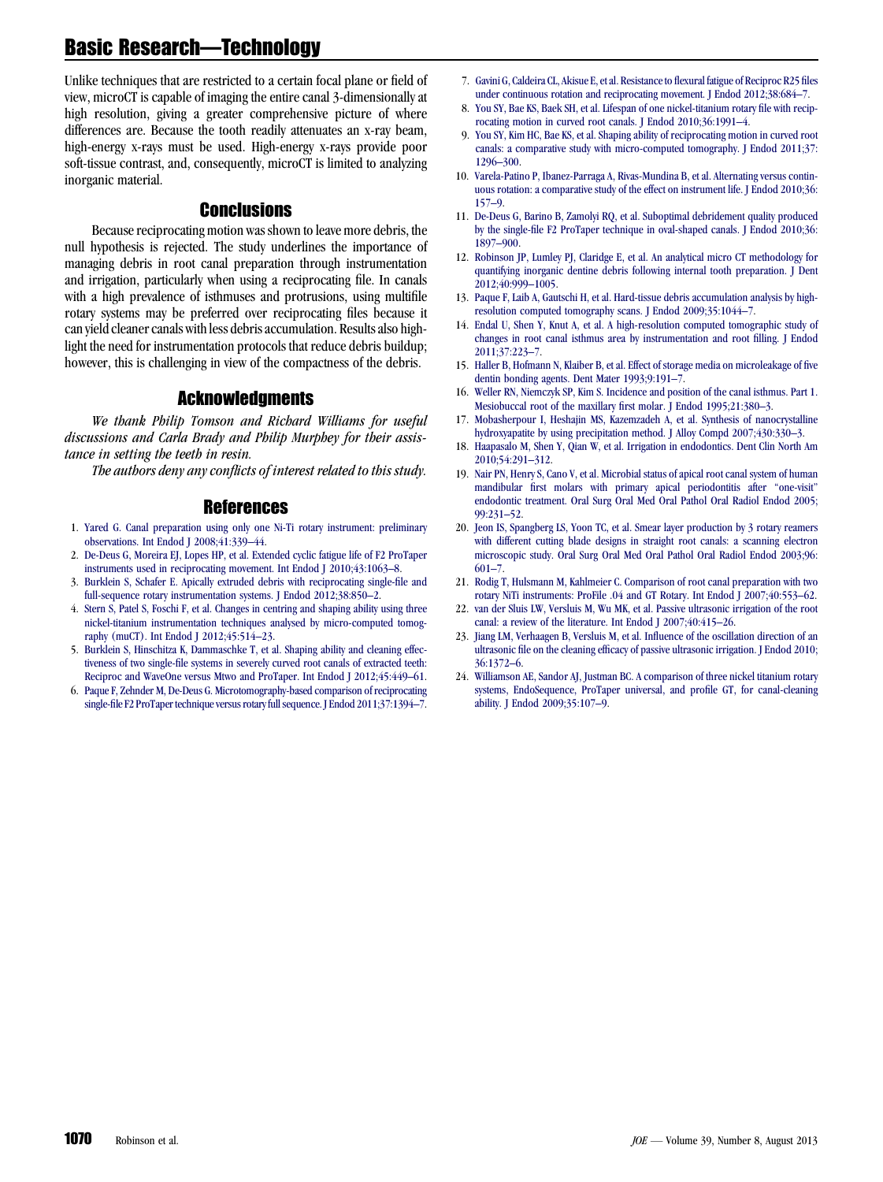Unlike techniques that are restricted to a certain focal plane or field of view, microCT is capable of imaging the entire canal 3-dimensionally at high resolution, giving a greater comprehensive picture of where differences are. Because the tooth readily attenuates an x-ray beam, high-energy x-rays must be used. High-energy x-rays provide poor soft-tissue contrast, and, consequently, microCT is limited to analyzing inorganic material.

## Conclusions

Because reciprocating motion was shown to leave more debris, the null hypothesis is rejected. The study underlines the importance of managing debris in root canal preparation through instrumentation and irrigation, particularly when using a reciprocating file. In canals with a high prevalence of isthmuses and protrusions, using multifile rotary systems may be preferred over reciprocating files because it can yield cleaner canals with less debris accumulation. Results also highlight the need for instrumentation protocols that reduce debris buildup; however, this is challenging in view of the compactness of the debris.

## Acknowledgments

*We thank Philip Tomson and Richard Williams for useful discussions and Carla Brady and Philip Murphey for their assistance in setting the teeth in resin.*

*The authors deny any conflicts of interest related to this study.*

## References

1. Yared G. Canal preparation using only one Ni-Ti rotary instrument: preliminary observations. Int Endod J 2008;41:339–44.
2. De-Deus G, Moreira EJ, Lopes HP, et al. Extended cyclic fatigue life of F2 ProTaper instruments used in reciprocating movement. Int Endod J 2010;43:1063–8.
3. Burklein S, Schafer E. Apically extruded debris with reciprocating single-file and full-sequence rotary instrumentation systems. J Endod 2012;38:850–2.
4. Stern S, Patel S, Foschi F, et al. Changes in centring and shaping ability using three nickel-titanium instrumentation techniques analysed by micro-computed tomography (muCT). Int Endod J 2012;45:514–23.
5. Burklein S, Hinschitza K, Dammaschke T, et al. Shaping ability and cleaning effectiveness of two single-file systems in severely curved root canals of extracted teeth: Reciproc and WaveOne versus Mtwo and ProTaper. Int Endod J 2012;45:449–61.
6. Paque F, Zehnder M, De-Deus G. Microtomography-based comparison of reciprocating single-file F2 ProTaper technique versus rotary full sequence. J Endod 2011;37:1394–7.
7. Gavini G, Caldeira CL, Akisue E, et al. Resistance to flexural fatigue of Reciproc R25 files under continuous rotation and reciprocating movement. J Endod 2012;38:684–7.
8. You SY, Bae KS, Baek SH, et al. Lifespan of one nickel-titanium rotary file with reciprocating motion in curved root canals. J Endod 2010;36:1991–4.
9. You SY, Kim HC, Bae KS, et al. Shaping ability of reciprocating motion in curved root canals: a comparative study with micro-computed tomography. J Endod 2011;37:1296–300.
10. Varela-Patino P, Ibanez-Parraga A, Rivas-Mundina B, et al. Alternating versus continuous rotation: a comparative study of the effect on instrument life. J Endod 2010;36:157–9.
11. De-Deus G, Barino B, Zamolyi RQ, et al. Suboptimal debridement quality produced by the single-file F2 ProTaper technique in oval-shaped canals. J Endod 2010;36:1897–900.
12. Robinson JP, Lumley PJ, Claridge E, et al. An analytical micro CT methodology for quantifying inorganic dentine debris following internal tooth preparation. J Dent 2012;40:999–1005.
13. Paque F, Laib A, Gautschi H, et al. Hard-tissue debris accumulation analysis by high-resolution computed tomography scans. J Endod 2009;35:1044–7.
14. Endal U, Shen Y, Knut A, et al. A high-resolution computed tomographic study of changes in root canal isthmus area by instrumentation and root filling. J Endod 2011;37:223–7.
15. Haller B, Hofmann N, Klaiber B, et al. Effect of storage media on microleakage of five dentin bonding agents. Dent Mater 1993;9:191–7.
16. Weller RN, Niemczyk SP, Kim S. Incidence and position of the canal isthmus. Part 1. Mesiobuccal root of the maxillary first molar. J Endod 1995;21:380–3.
17. Mobasherpour I, Heshajin MS, Kazemzadeh A, et al. Synthesis of nanocrystalline hydroxyapatite by using precipitation method. J Alloy Compd 2007;430:330–3.
18. Haapasalo M, Shen Y, Qian W, et al. Irrigation in endodontics. Dent Clin North Am 2010;54:291–312.
19. Nair PN, Henry S, Cano V, et al. Microbial status of apical root canal system of human mandibular first molars with primary apical periodontitis after "one-visit" endodontic treatment. Oral Surg Oral Med Oral Pathol Oral Radiol Endod 2005;99:231–52.
20. Jeon IS, Spangberg LS, Yoon TC, et al. Smear layer production by 3 rotary reamers with different cutting blade designs in straight root canals: a scanning electron microscopic study. Oral Surg Oral Med Oral Pathol Oral Radiol Endod 2003;96:601–7.
21. Rodig T, Hulsmann M, Kahlmeier C. Comparison of root canal preparation with two rotary NiTi instruments: ProFile .04 and GT Rotary. Int Endod J 2007;40:553–62.
22. van der Sluis LW, Versluis M, Wu MK, et al. Passive ultrasonic irrigation of the root canal: a review of the literature. Int Endod J 2007;40:415–26.
23. Jiang LM, Verhaagen B, Versluis M, et al. Influence of the oscillation direction of an ultrasonic file on the cleaning efficacy of passive ultrasonic irrigation. J Endod 2010;36:1372–6.
24. Williamson AE, Sandor AJ, Justman BC. A comparison of three nickel titanium rotary systems, EndoSequence, ProTaper universal, and profile GT, for canal-cleaning ability. J Endod 2009;35:107–9.